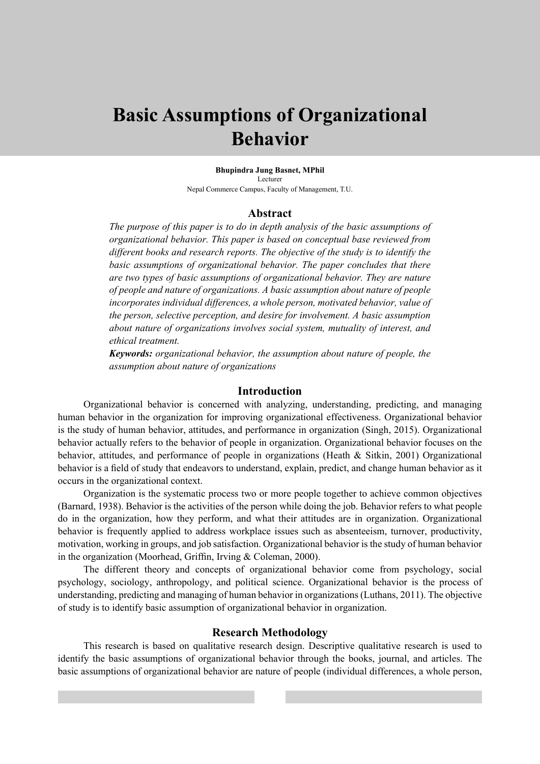# Basic Assumptions of Organizational Behavior

**Bhupindra Jung Basnet, MPhil**
Lecturer
Nepal Commerce Campus, Faculty of Management, T.U.

## Abstract

*The purpose of this paper is to do in depth analysis of the basic assumptions of organizational behavior. This paper is based on conceptual base reviewed from different books and research reports. The objective of the study is to identify the basic assumptions of organizational behavior. The paper concludes that there are two types of basic assumptions of organizational behavior. They are nature of people and nature of organizations. A basic assumption about nature of people incorporates individual differences, a whole person, motivated behavior, value of the person, selective perception, and desire for involvement. A basic assumption about nature of organizations involves social system, mutuality of interest, and ethical treatment.*

***Keywords:*** *organizational behavior, the assumption about nature of people, the assumption about nature of organizations*

## Introduction

Organizational behavior is concerned with analyzing, understanding, predicting, and managing human behavior in the organization for improving organizational effectiveness. Organizational behavior is the study of human behavior, attitudes, and performance in organization (Singh, 2015). Organizational behavior actually refers to the behavior of people in organization. Organizational behavior focuses on the behavior, attitudes, and performance of people in organizations (Heath & Sitkin, 2001) Organizational behavior is a field of study that endeavors to understand, explain, predict, and change human behavior as it occurs in the organizational context.

Organization is the systematic process two or more people together to achieve common objectives (Barnard, 1938). Behavior is the activities of the person while doing the job. Behavior refers to what people do in the organization, how they perform, and what their attitudes are in organization. Organizational behavior is frequently applied to address workplace issues such as absenteeism, turnover, productivity, motivation, working in groups, and job satisfaction. Organizational behavior is the study of human behavior in the organization (Moorhead, Griffin, Irving & Coleman, 2000).

The different theory and concepts of organizational behavior come from psychology, social psychology, sociology, anthropology, and political science. Organizational behavior is the process of understanding, predicting and managing of human behavior in organizations (Luthans, 2011). The objective of study is to identify basic assumption of organizational behavior in organization.

## Research Methodology

This research is based on qualitative research design. Descriptive qualitative research is used to identify the basic assumptions of organizational behavior through the books, journal, and articles. The basic assumptions of organizational behavior are nature of people (individual differences, a whole person,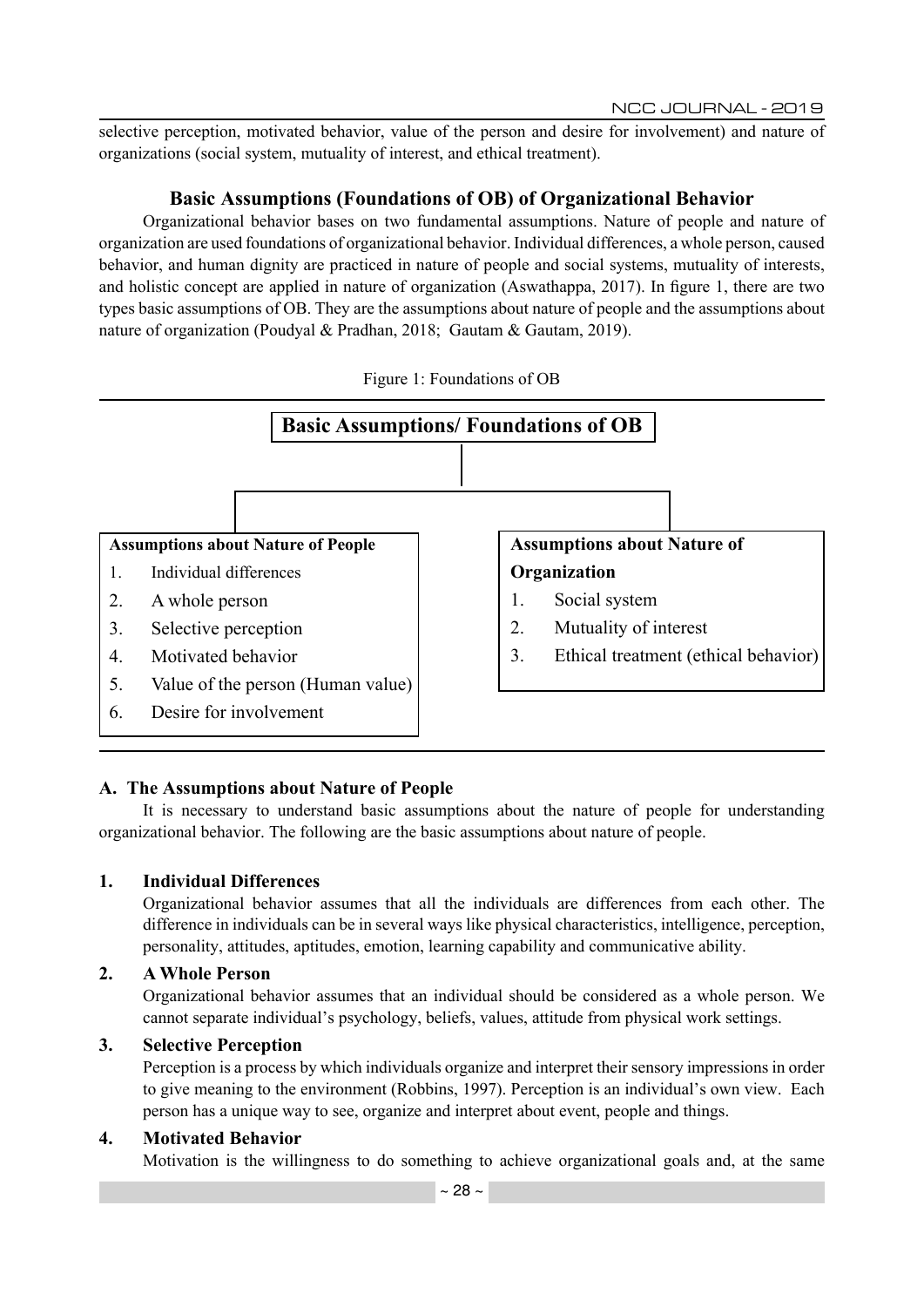selective perception, motivated behavior, value of the person and desire for involvement) and nature of organizations (social system, mutuality of interest, and ethical treatment).

## Basic Assumptions (Foundations of OB) of Organizational Behavior

Organizational behavior bases on two fundamental assumptions. Nature of people and nature of organization are used foundations of organizational behavior. Individual differences, a whole person, caused behavior, and human dignity are practiced in nature of people and social systems, mutuality of interests, and holistic concept are applied in nature of organization (Aswathappa, 2017). In figure 1, there are two types basic assumptions of OB. They are the assumptions about nature of people and the assumptions about nature of organization (Poudyal & Pradhan, 2018; Gautam & Gautam, 2019).

Figure 1: Foundations of OB

**Basic Assumptions/ Foundations of OB**

**Assumptions about Nature of People**

1. Individual differences
2. A whole person
3. Selective perception
4. Motivated behavior
5. Value of the person (Human value)
6. Desire for involvement

**Assumptions about Nature of Organization**

1. Social system
2. Mutuality of interest
3. Ethical treatment (ethical behavior)

### A. The Assumptions about Nature of People

It is necessary to understand basic assumptions about the nature of people for understanding organizational behavior. The following are the basic assumptions about nature of people.

#### 1. Individual Differences

Organizational behavior assumes that all the individuals are differences from each other. The difference in individuals can be in several ways like physical characteristics, intelligence, perception, personality, attitudes, aptitudes, emotion, learning capability and communicative ability.

#### 2. A Whole Person

Organizational behavior assumes that an individual should be considered as a whole person. We cannot separate individual's psychology, beliefs, values, attitude from physical work settings.

#### 3. Selective Perception

Perception is a process by which individuals organize and interpret their sensory impressions in order to give meaning to the environment (Robbins, 1997). Perception is an individual's own view. Each person has a unique way to see, organize and interpret about event, people and things.

#### 4. Motivated Behavior

Motivation is the willingness to do something to achieve organizational goals and, at the same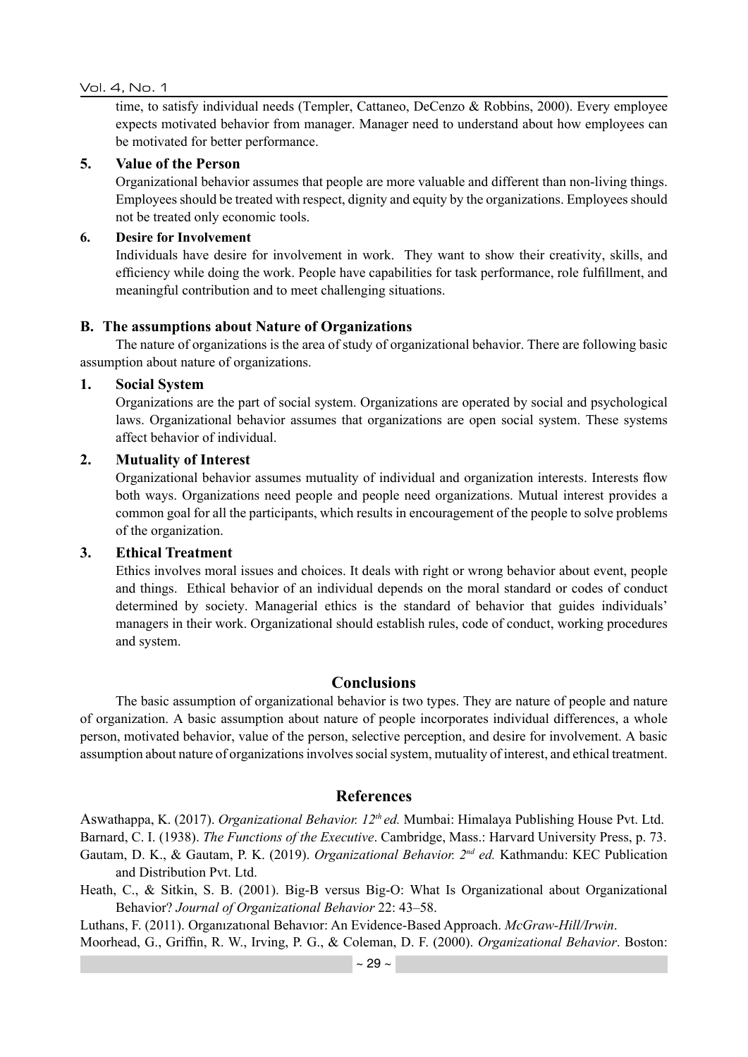time, to satisfy individual needs (Templer, Cattaneo, DeCenzo & Robbins, 2000). Every employee expects motivated behavior from manager. Manager need to understand about how employees can be motivated for better performance.

**5. Value of the Person**

Organizational behavior assumes that people are more valuable and different than non-living things. Employees should be treated with respect, dignity and equity by the organizations. Employees should not be treated only economic tools.

**6. Desire for Involvement**

Individuals have desire for involvement in work. They want to show their creativity, skills, and efficiency while doing the work. People have capabilities for task performance, role fulfillment, and meaningful contribution and to meet challenging situations.

### B. The assumptions about Nature of Organizations

The nature of organizations is the area of study of organizational behavior. There are following basic assumption about nature of organizations.

**1. Social System**

Organizations are the part of social system. Organizations are operated by social and psychological laws. Organizational behavior assumes that organizations are open social system. These systems affect behavior of individual.

**2. Mutuality of Interest**

Organizational behavior assumes mutuality of individual and organization interests. Interests flow both ways. Organizations need people and people need organizations. Mutual interest provides a common goal for all the participants, which results in encouragement of the people to solve problems of the organization.

**3. Ethical Treatment**

Ethics involves moral issues and choices. It deals with right or wrong behavior about event, people and things. Ethical behavior of an individual depends on the moral standard or codes of conduct determined by society. Managerial ethics is the standard of behavior that guides individuals' managers in their work. Organizational should establish rules, code of conduct, working procedures and system.

## Conclusions

The basic assumption of organizational behavior is two types. They are nature of people and nature of organization. A basic assumption about nature of people incorporates individual differences, a whole person, motivated behavior, value of the person, selective perception, and desire for involvement. A basic assumption about nature of organizations involves social system, mutuality of interest, and ethical treatment.

## References

Aswathappa, K. (2017). *Organizational Behavior. 12th ed.* Mumbai: Himalaya Publishing House Pvt. Ltd.

Barnard, C. I. (1938). *The Functions of the Executive*. Cambridge, Mass.: Harvard University Press, p. 73.

Gautam, D. K., & Gautam, P. K. (2019). *Organizational Behavior. 2nd ed.* Kathmandu: KEC Publication and Distribution Pvt. Ltd.

Heath, C., & Sitkin, S. B. (2001). Big-B versus Big-O: What Is Organizational about Organizational Behavior? *Journal of Organizational Behavior* 22: 43–58.

Luthans, F. (2011). Organızatıonal Behavıor: An Evidence-Based Approach. *McGraw-Hill/Irwin*.

Moorhead, G., Griffin, R. W., Irving, P. G., & Coleman, D. F. (2000). *Organizational Behavior*. Boston: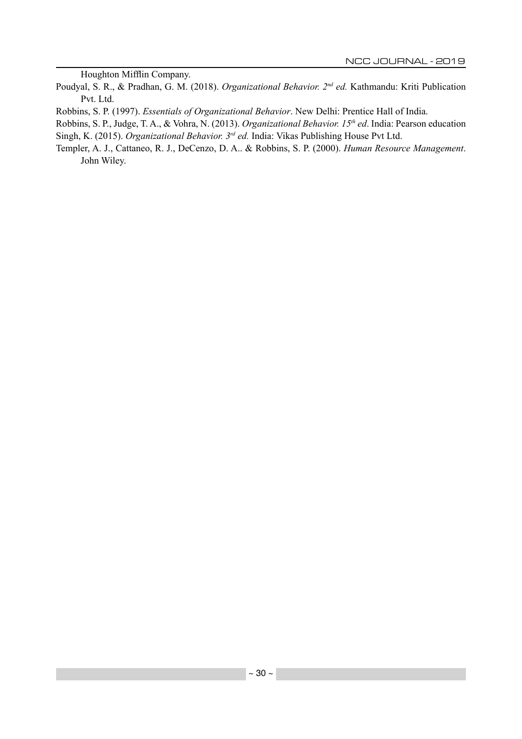Houghton Mifflin Company.

Poudyal, S. R., & Pradhan, G. M. (2018). *Organizational Behavior. 2nd ed.* Kathmandu: Kriti Publication Pvt. Ltd.

Robbins, S. P. (1997). *Essentials of Organizational Behavior*. New Delhi: Prentice Hall of India.

Robbins, S. P., Judge, T. A., & Vohra, N. (2013). *Organizational Behavior. 15th ed*. India: Pearson education

Singh, K. (2015). *Organizational Behavior. 3rd ed.* India: Vikas Publishing House Pvt Ltd.

Templer, A. J., Cattaneo, R. J., DeCenzo, D. A.. & Robbins, S. P. (2000). *Human Resource Management*. John Wiley.